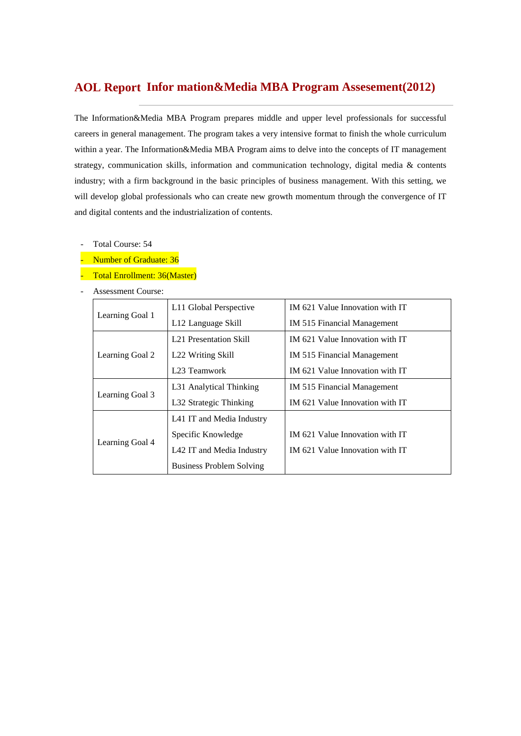# AOL Report Infor mation&Media MBA Program Assesement(2012)

The Information&Media MBA Program prepares middle and upper level professionals for successful careers in general management. The program takes a very intensive format to finish the whole curriculum within a year. The Information&Media MBA Program aims to delve into the concepts of IT management strategy, communication skills, information and communication technology, digital media & contents industry; with a firm background in the basic principles of business management. With this setting, we will develop global professionals who can create new growth momentum through the convergence of IT and digital contents and the industrialization of contents.

- Total Course: 54
- Number of Graduate: 36
- Total Enrollment: 36(Master)
- Assessment Course:

| | | |
|---|---|---|
| Learning Goal 1 | L11 Global Perspective | IM 621 Value Innovation with IT |
| | L12 Language Skill | IM 515 Financial Management |
| Learning Goal 2 | L21 Presentation Skill | IM 621 Value Innovation with IT |
| | L22 Writing Skill | IM 515 Financial Management |
| | L23 Teamwork | IM 621 Value Innovation with IT |
| Learning Goal 3 | L31 Analytical Thinking | IM 515 Financial Management |
| | L32 Strategic Thinking | IM 621 Value Innovation with IT |
| Learning Goal 4 | L41 IT and Media Industry Specific Knowledge | IM 621 Value Innovation with IT |
| | L42 IT and Media Industry Business Problem Solving | IM 621 Value Innovation with IT |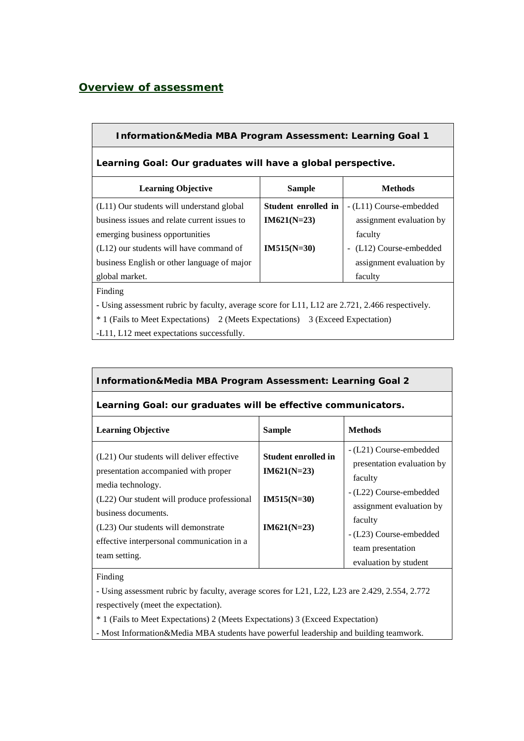## Overview of assessment

| Information&Media MBA Program Assessment: Learning Goal 1 | | |
|---|---|---|
| **Learning Goal: Our graduates will have a global perspective.** | | |
| **Learning Objective** | **Sample** | **Methods** |
| (L11) Our students will understand global business issues and relate current issues to emerging business opportunities<br>(L12) our students will have command of business English or other language of major global market. | **Student enrolled in IM621(N=23)**<br><br>**IM515(N=30)** | - (L11) Course-embedded assignment evaluation by faculty<br>- (L12) Course-embedded assignment evaluation by faculty |
| Finding<br>- Using assessment rubric by faculty, average score for L11, L12 are 2.721, 2.466 respectively.<br>* 1 (Fails to Meet Expectations) 2 (Meets Expectations) 3 (Exceed Expectation)<br>-L11, L12 meet expectations successfully. | | |

| Information&Media MBA Program Assessment: Learning Goal 2 | | |
|---|---|---|
| **Learning Goal: our graduates will be effective communicators.** | | |
| **Learning Objective** | **Sample** | **Methods** |
| (L21) Our students will deliver effective presentation accompanied with proper media technology.<br>(L22) Our student will produce professional business documents.<br>(L23) Our students will demonstrate effective interpersonal communication in a team setting. | **Student enrolled in IM621(N=23)**<br><br>**IM515(N=30)**<br><br>**IM621(N=23)** | - (L21) Course-embedded presentation evaluation by faculty<br>- (L22) Course-embedded assignment evaluation by faculty<br>- (L23) Course-embedded team presentation evaluation by student |
| Finding<br>- Using assessment rubric by faculty, average scores for L21, L22, L23 are 2.429, 2.554, 2.772 respectively (meet the expectation).<br>* 1 (Fails to Meet Expectations) 2 (Meets Expectations) 3 (Exceed Expectation)<br>- Most Information&Media MBA students have powerful leadership and building teamwork. | | |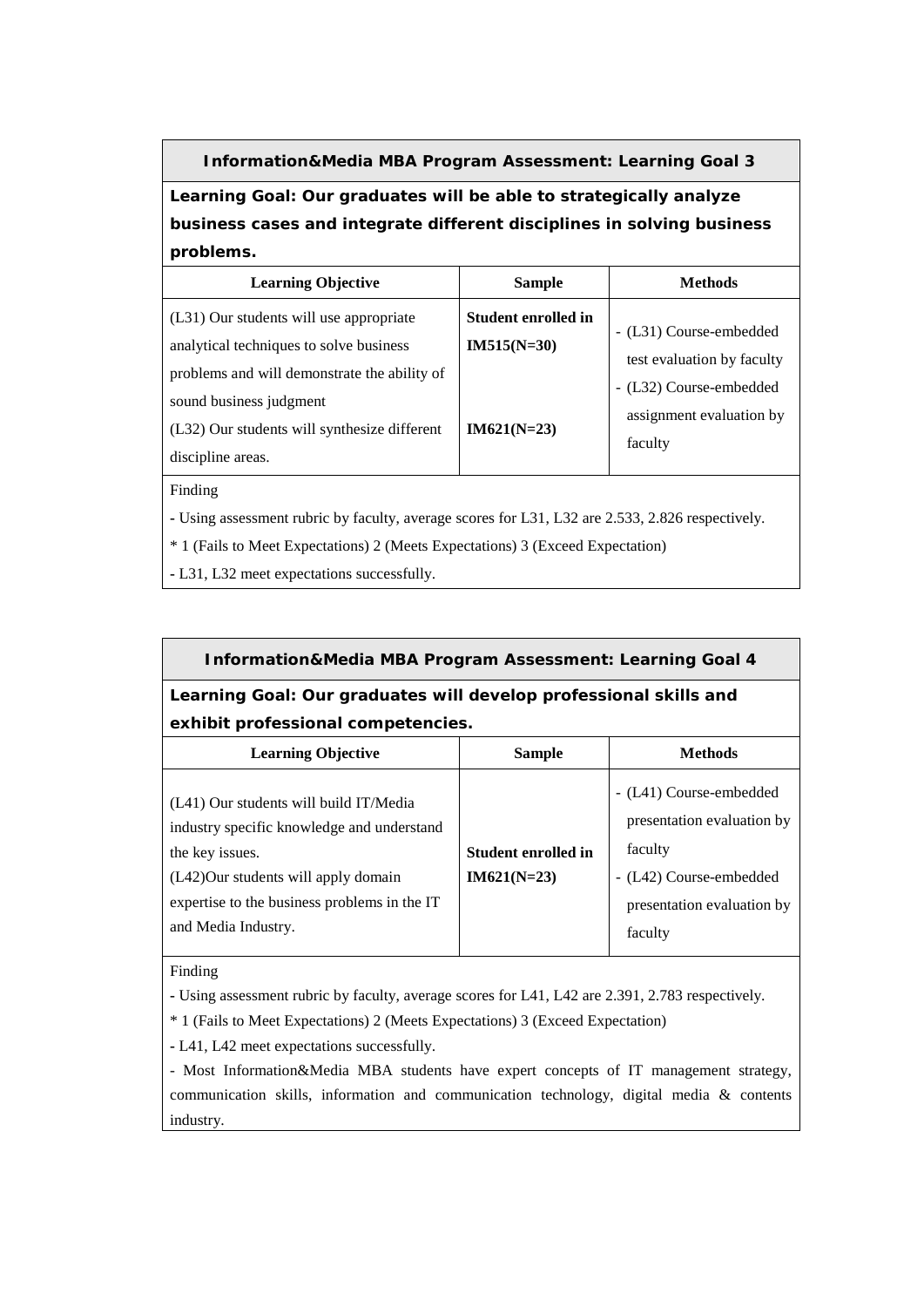| Information&Media MBA Program Assessment: Learning Goal 3 | | |
|---|---|---|
| **Learning Goal: Our graduates will be able to strategically analyze business cases and integrate different disciplines in solving business problems.** | | |
| **Learning Objective** | **Sample** | **Methods** |
| (L31) Our students will use appropriate analytical techniques to solve business problems and will demonstrate the ability of sound business judgment<br>(L32) Our students will synthesize different discipline areas. | **Student enrolled in IM515(N=30)**<br><br>**IM621(N=23)** | - (L31) Course-embedded test evaluation by faculty<br>- (L32) Course-embedded assignment evaluation by faculty |
| Finding<br>- Using assessment rubric by faculty, average scores for L31, L32 are 2.533, 2.826 respectively.<br>* 1 (Fails to Meet Expectations) 2 (Meets Expectations) 3 (Exceed Expectation)<br>- L31, L32 meet expectations successfully. | | |

| Information&Media MBA Program Assessment: Learning Goal 4 | | |
|---|---|---|
| **Learning Goal: Our graduates will develop professional skills and exhibit professional competencies.** | | |
| **Learning Objective** | **Sample** | **Methods** |
| (L41) Our students will build IT/Media industry specific knowledge and understand the key issues.<br>(L42)Our students will apply domain expertise to the business problems in the IT and Media Industry. | **Student enrolled in IM621(N=23)** | - (L41) Course-embedded presentation evaluation by faculty<br>- (L42) Course-embedded presentation evaluation by faculty |
| Finding<br>- Using assessment rubric by faculty, average scores for L41, L42 are 2.391, 2.783 respectively.<br>* 1 (Fails to Meet Expectations) 2 (Meets Expectations) 3 (Exceed Expectation)<br>- L41, L42 meet expectations successfully.<br>- Most Information&Media MBA students have expert concepts of IT management strategy, communication skills, information and communication technology, digital media & contents industry. | | |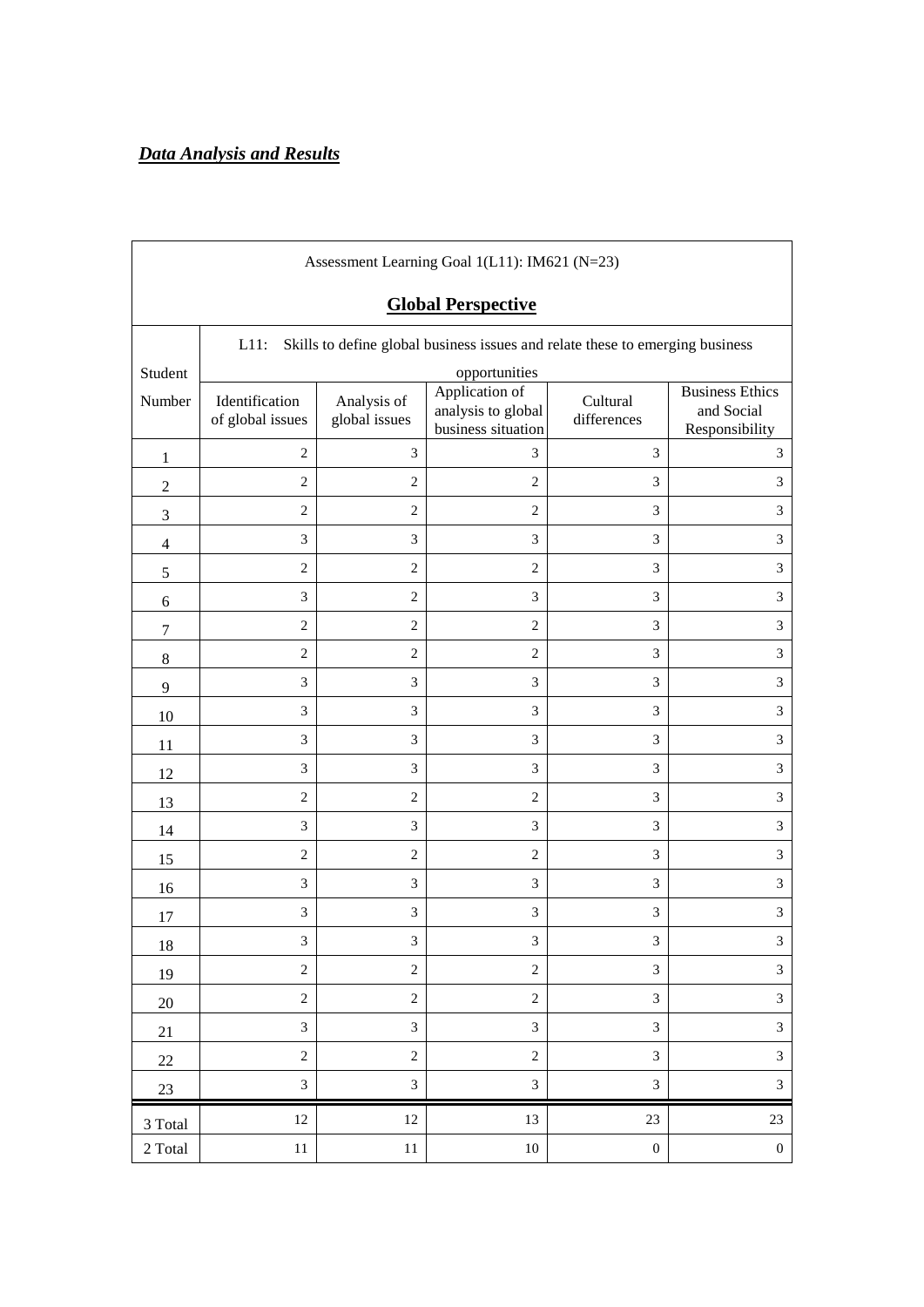***Data Analysis and Results***

| Assessment Learning Goal 1(L11): IM621 (N=23) | | | | | |
|---|---|---|---|---|---|
| **Global Perspective** | | | | | |
| | L11: Skills to define global business issues and relate these to emerging business opportunities | | | | |
| Student Number | Identification of global issues | Analysis of global issues | Application of analysis to global business situation | Cultural differences | Business Ethics and Social Responsibility |
| 1 | 2 | 3 | 3 | 3 | 3 |
| 2 | 2 | 2 | 2 | 3 | 3 |
| 3 | 2 | 2 | 2 | 3 | 3 |
| 4 | 3 | 3 | 3 | 3 | 3 |
| 5 | 2 | 2 | 2 | 3 | 3 |
| 6 | 3 | 2 | 3 | 3 | 3 |
| 7 | 2 | 2 | 2 | 3 | 3 |
| 8 | 2 | 2 | 2 | 3 | 3 |
| 9 | 3 | 3 | 3 | 3 | 3 |
| 10 | 3 | 3 | 3 | 3 | 3 |
| 11 | 3 | 3 | 3 | 3 | 3 |
| 12 | 3 | 3 | 3 | 3 | 3 |
| 13 | 2 | 2 | 2 | 3 | 3 |
| 14 | 3 | 3 | 3 | 3 | 3 |
| 15 | 2 | 2 | 2 | 3 | 3 |
| 16 | 3 | 3 | 3 | 3 | 3 |
| 17 | 3 | 3 | 3 | 3 | 3 |
| 18 | 3 | 3 | 3 | 3 | 3 |
| 19 | 2 | 2 | 2 | 3 | 3 |
| 20 | 2 | 2 | 2 | 3 | 3 |
| 21 | 3 | 3 | 3 | 3 | 3 |
| 22 | 2 | 2 | 2 | 3 | 3 |
| 23 | 3 | 3 | 3 | 3 | 3 |
| 3 Total | 12 | 12 | 13 | 23 | 23 |
| 2 Total | 11 | 11 | 10 | 0 | 0 |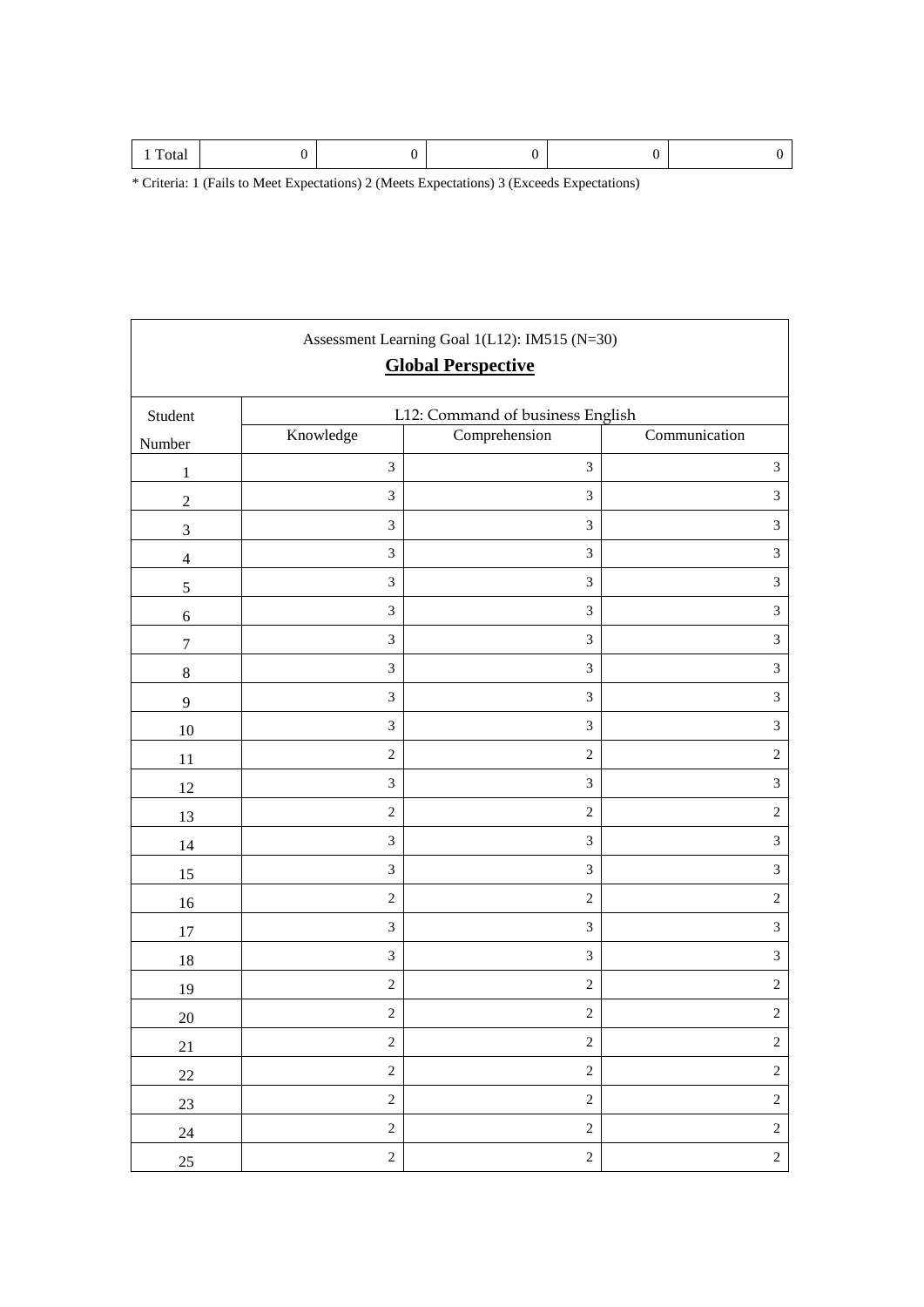| 1 Total | 0 | 0 | 0 | 0 | 0 |
|---|---|---|---|---|---|

* Criteria: 1 (Fails to Meet Expectations) 2 (Meets Expectations) 3 (Exceeds Expectations)

| Assessment Learning Goal 1(L12): IM515 (N=30) **Global Perspective** | | | |
|---|---|---|---|
| Student Number | L12: Command of business English | | |
| | Knowledge | Comprehension | Communication |
| 1 | 3 | 3 | 3 |
| 2 | 3 | 3 | 3 |
| 3 | 3 | 3 | 3 |
| 4 | 3 | 3 | 3 |
| 5 | 3 | 3 | 3 |
| 6 | 3 | 3 | 3 |
| 7 | 3 | 3 | 3 |
| 8 | 3 | 3 | 3 |
| 9 | 3 | 3 | 3 |
| 10 | 3 | 3 | 3 |
| 11 | 2 | 2 | 2 |
| 12 | 3 | 3 | 3 |
| 13 | 2 | 2 | 2 |
| 14 | 3 | 3 | 3 |
| 15 | 3 | 3 | 3 |
| 16 | 2 | 2 | 2 |
| 17 | 3 | 3 | 3 |
| 18 | 3 | 3 | 3 |
| 19 | 2 | 2 | 2 |
| 20 | 2 | 2 | 2 |
| 21 | 2 | 2 | 2 |
| 22 | 2 | 2 | 2 |
| 23 | 2 | 2 | 2 |
| 24 | 2 | 2 | 2 |
| 25 | 2 | 2 | 2 |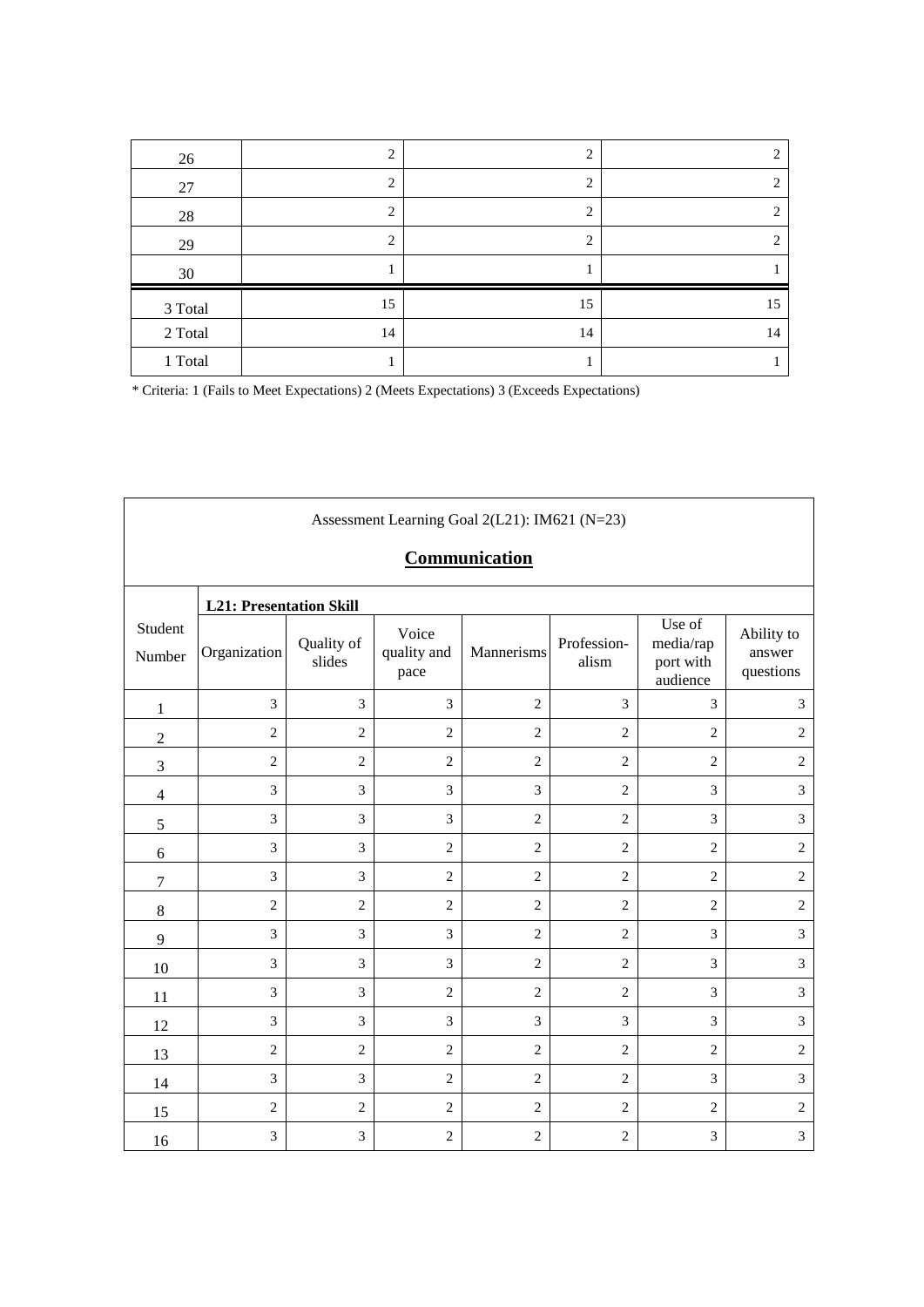| | | | |
|---|---|---|---|
| 26 | 2 | 2 | 2 |
| 27 | 2 | 2 | 2 |
| 28 | 2 | 2 | 2 |
| 29 | 2 | 2 | 2 |
| 30 | 1 | 1 | 1 |
| 3 Total | 15 | 15 | 15 |
| 2 Total | 14 | 14 | 14 |
| 1 Total | 1 | 1 | 1 |

* Criteria: 1 (Fails to Meet Expectations) 2 (Meets Expectations) 3 (Exceeds Expectations)

Assessment Learning Goal 2(L21): IM621 (N=23)

## Communication

| Student Number | L21: Presentation Skill | | | | | | |
|---|---|---|---|---|---|---|---|
| | Organization | Quality of slides | Voice quality and pace | Mannerisms | Profession-alism | Use of media/rap port with audience | Ability to answer questions |
| 1 | 3 | 3 | 3 | 2 | 3 | 3 | 3 |
| 2 | 2 | 2 | 2 | 2 | 2 | 2 | 2 |
| 3 | 2 | 2 | 2 | 2 | 2 | 2 | 2 |
| 4 | 3 | 3 | 3 | 3 | 2 | 3 | 3 |
| 5 | 3 | 3 | 3 | 2 | 2 | 3 | 3 |
| 6 | 3 | 3 | 2 | 2 | 2 | 2 | 2 |
| 7 | 3 | 3 | 2 | 2 | 2 | 2 | 2 |
| 8 | 2 | 2 | 2 | 2 | 2 | 2 | 2 |
| 9 | 3 | 3 | 3 | 2 | 2 | 3 | 3 |
| 10 | 3 | 3 | 3 | 2 | 2 | 3 | 3 |
| 11 | 3 | 3 | 2 | 2 | 2 | 3 | 3 |
| 12 | 3 | 3 | 3 | 3 | 3 | 3 | 3 |
| 13 | 2 | 2 | 2 | 2 | 2 | 2 | 2 |
| 14 | 3 | 3 | 2 | 2 | 2 | 3 | 3 |
| 15 | 2 | 2 | 2 | 2 | 2 | 2 | 2 |
| 16 | 3 | 3 | 2 | 2 | 2 | 3 | 3 |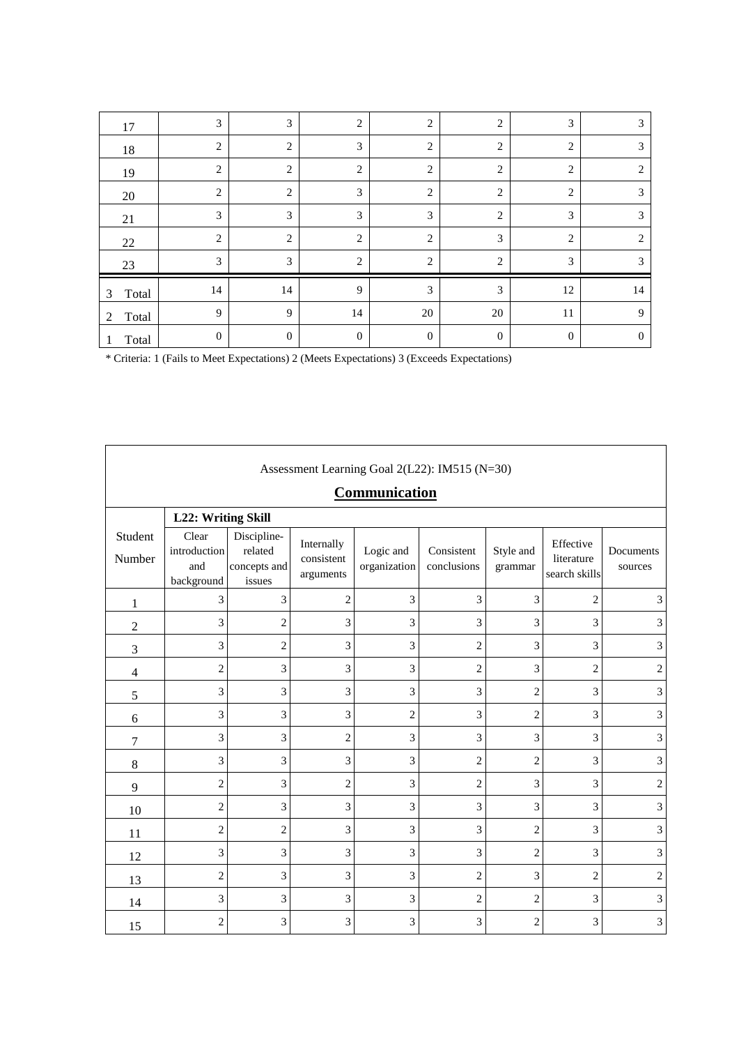| | | | | | | | |
|---|---|---|---|---|---|---|---|
| 17 | 3 | 3 | 2 | 2 | 2 | 3 | 3 |
| 18 | 2 | 2 | 3 | 2 | 2 | 2 | 3 |
| 19 | 2 | 2 | 2 | 2 | 2 | 2 | 2 |
| 20 | 2 | 2 | 3 | 2 | 2 | 2 | 3 |
| 21 | 3 | 3 | 3 | 3 | 2 | 3 | 3 |
| 22 | 2 | 2 | 2 | 2 | 3 | 2 | 2 |
| 23 | 3 | 3 | 2 | 2 | 2 | 3 | 3 |
| 3 Total | 14 | 14 | 9 | 3 | 3 | 12 | 14 |
| 2 Total | 9 | 9 | 14 | 20 | 20 | 11 | 9 |
| 1 Total | 0 | 0 | 0 | 0 | 0 | 0 | 0 |

* Criteria: 1 (Fails to Meet Expectations) 2 (Meets Expectations) 3 (Exceeds Expectations)

Assessment Learning Goal 2(L22): IM515 (N=30)

**Communication**

| Student Number | L22: Writing Skill | | | | | | | |
|---|---|---|---|---|---|---|---|---|
| | Clear introduction and background | Discipline-related concepts and issues | Internally consistent arguments | Logic and organization | Consistent conclusions | Style and grammar | Effective literature search skills | Documents sources |
| 1 | 3 | 3 | 2 | 3 | 3 | 3 | 2 | 3 |
| 2 | 3 | 2 | 3 | 3 | 3 | 3 | 3 | 3 |
| 3 | 3 | 2 | 3 | 3 | 2 | 3 | 3 | 3 |
| 4 | 2 | 3 | 3 | 3 | 2 | 3 | 2 | 2 |
| 5 | 3 | 3 | 3 | 3 | 3 | 2 | 3 | 3 |
| 6 | 3 | 3 | 3 | 2 | 3 | 2 | 3 | 3 |
| 7 | 3 | 3 | 2 | 3 | 3 | 3 | 3 | 3 |
| 8 | 3 | 3 | 3 | 3 | 2 | 2 | 3 | 3 |
| 9 | 2 | 3 | 2 | 3 | 2 | 3 | 3 | 2 |
| 10 | 2 | 3 | 3 | 3 | 3 | 3 | 3 | 3 |
| 11 | 2 | 2 | 3 | 3 | 3 | 2 | 3 | 3 |
| 12 | 3 | 3 | 3 | 3 | 3 | 2 | 3 | 3 |
| 13 | 2 | 3 | 3 | 3 | 2 | 3 | 2 | 2 |
| 14 | 3 | 3 | 3 | 3 | 2 | 2 | 3 | 3 |
| 15 | 2 | 3 | 3 | 3 | 3 | 2 | 3 | 3 |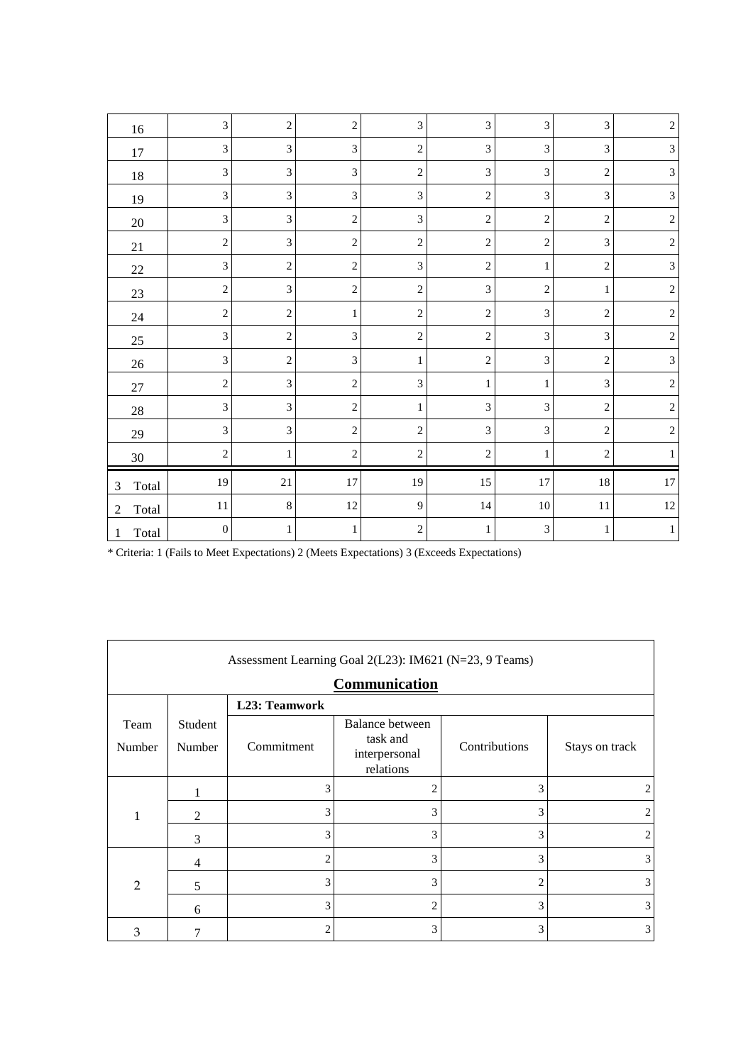| | | | | | | | | |
|---|---|---|---|---|---|---|---|---|
| 16 | 3 | 2 | 2 | 3 | 3 | 3 | 3 | 2 |
| 17 | 3 | 3 | 3 | 2 | 3 | 3 | 3 | 3 |
| 18 | 3 | 3 | 3 | 2 | 3 | 3 | 2 | 3 |
| 19 | 3 | 3 | 3 | 3 | 2 | 3 | 3 | 3 |
| 20 | 3 | 3 | 2 | 3 | 2 | 2 | 2 | 2 |
| 21 | 2 | 3 | 2 | 2 | 2 | 2 | 3 | 2 |
| 22 | 3 | 2 | 2 | 3 | 2 | 1 | 2 | 3 |
| 23 | 2 | 3 | 2 | 2 | 3 | 2 | 1 | 2 |
| 24 | 2 | 2 | 1 | 2 | 2 | 3 | 2 | 2 |
| 25 | 3 | 2 | 3 | 2 | 2 | 3 | 3 | 2 |
| 26 | 3 | 2 | 3 | 1 | 2 | 3 | 2 | 3 |
| 27 | 2 | 3 | 2 | 3 | 1 | 1 | 3 | 2 |
| 28 | 3 | 3 | 2 | 1 | 3 | 3 | 2 | 2 |
| 29 | 3 | 3 | 2 | 2 | 3 | 3 | 2 | 2 |
| 30 | 2 | 1 | 2 | 2 | 2 | 1 | 2 | 1 |
| 3 Total | 19 | 21 | 17 | 19 | 15 | 17 | 18 | 17 |
| 2 Total | 11 | 8 | 12 | 9 | 14 | 10 | 11 | 12 |
| 1 Total | 0 | 1 | 1 | 2 | 1 | 3 | 1 | 1 |

* Criteria: 1 (Fails to Meet Expectations) 2 (Meets Expectations) 3 (Exceeds Expectations)

| Assessment Learning Goal 2(L23): IM621 (N=23, 9 Teams) **Communication** | | | | | |
|---|---|---|---|---|---|
| | | **L23: Teamwork** | | | |
| Team Number | Student Number | Commitment | Balance between task and interpersonal relations | Contributions | Stays on track |
| 1 | 1 | 3 | 2 | 3 | 2 |
| | 2 | 3 | 3 | 3 | 2 |
| | 3 | 3 | 3 | 3 | 2 |
| 2 | 4 | 2 | 3 | 3 | 3 |
| | 5 | 3 | 3 | 2 | 3 |
| | 6 | 3 | 2 | 3 | 3 |
| 3 | 7 | 2 | 3 | 3 | 3 |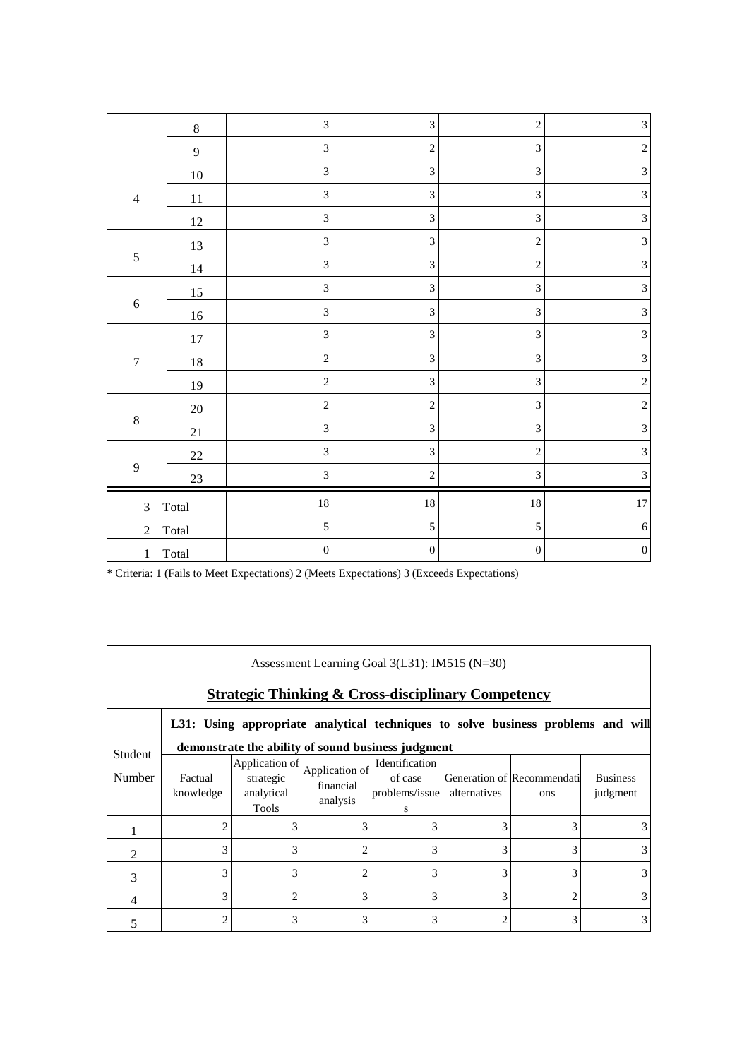| | | | | | |
|---|---|---|---|---|---|
| | 8 | 3 | 3 | 2 | 3 |
| | 9 | 3 | 2 | 3 | 2 |
| 4 | 10 | 3 | 3 | 3 | 3 |
| | 11 | 3 | 3 | 3 | 3 |
| | 12 | 3 | 3 | 3 | 3 |
| 5 | 13 | 3 | 3 | 2 | 3 |
| | 14 | 3 | 3 | 2 | 3 |
| 6 | 15 | 3 | 3 | 3 | 3 |
| | 16 | 3 | 3 | 3 | 3 |
| 7 | 17 | 3 | 3 | 3 | 3 |
| | 18 | 2 | 3 | 3 | 3 |
| | 19 | 2 | 3 | 3 | 2 |
| 8 | 20 | 2 | 2 | 3 | 2 |
| | 21 | 3 | 3 | 3 | 3 |
| 9 | 22 | 3 | 3 | 2 | 3 |
| | 23 | 3 | 2 | 3 | 3 |
| 3 Total | | 18 | 18 | 18 | 17 |
| 2 Total | | 5 | 5 | 5 | 6 |
| 1 Total | | 0 | 0 | 0 | 0 |

* Criteria: 1 (Fails to Meet Expectations) 2 (Meets Expectations) 3 (Exceeds Expectations)

Assessment Learning Goal 3(L31): IM515 (N=30)

**Strategic Thinking & Cross-disciplinary Competency**

| Student Number | **L31: Using appropriate analytical techniques to solve business problems and will demonstrate the ability of sound business judgment** | | | | | | |
|---|---|---|---|---|---|---|---|
| | Factual knowledge | Application of strategic analytical Tools | Application of financial analysis | Identification of case problems/issues | Generation of alternatives | Recommendations | Business judgment |
| 1 | 2 | 3 | 3 | 3 | 3 | 3 | 3 |
| 2 | 3 | 3 | 2 | 3 | 3 | 3 | 3 |
| 3 | 3 | 3 | 2 | 3 | 3 | 3 | 3 |
| 4 | 3 | 2 | 3 | 3 | 3 | 2 | 3 |
| 5 | 2 | 3 | 3 | 3 | 2 | 3 | 3 |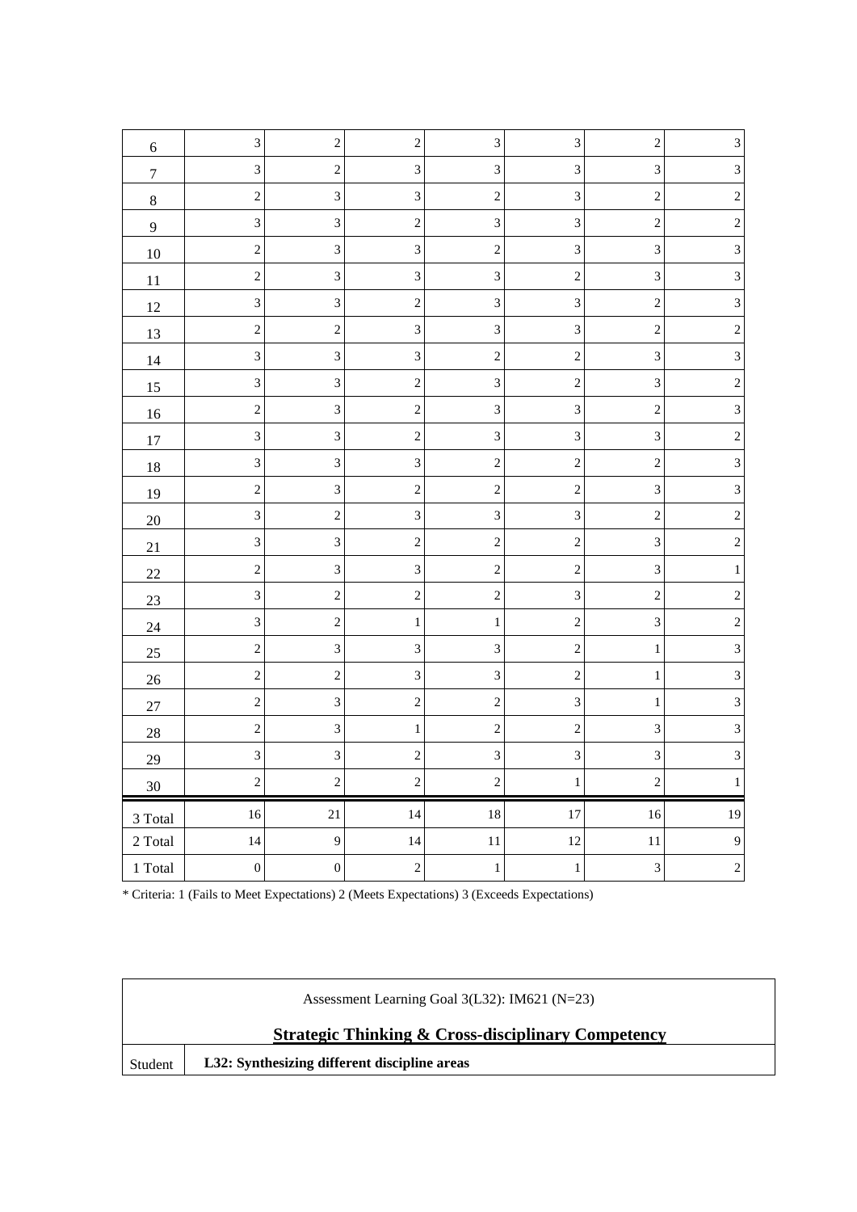| 6 | 3 | 2 | 2 | 3 | 3 | 2 | 3 |
|---|---|---|---|---|---|---|---|
| 7 | 3 | 2 | 3 | 3 | 3 | 3 | 3 |
| 8 | 2 | 3 | 3 | 2 | 3 | 2 | 2 |
| 9 | 3 | 3 | 2 | 3 | 3 | 2 | 2 |
| 10 | 2 | 3 | 3 | 2 | 3 | 3 | 3 |
| 11 | 2 | 3 | 3 | 3 | 2 | 3 | 3 |
| 12 | 3 | 3 | 2 | 3 | 3 | 2 | 3 |
| 13 | 2 | 2 | 3 | 3 | 3 | 2 | 2 |
| 14 | 3 | 3 | 3 | 2 | 2 | 3 | 3 |
| 15 | 3 | 3 | 2 | 3 | 2 | 3 | 2 |
| 16 | 2 | 3 | 2 | 3 | 3 | 2 | 3 |
| 17 | 3 | 3 | 2 | 3 | 3 | 3 | 2 |
| 18 | 3 | 3 | 3 | 2 | 2 | 2 | 3 |
| 19 | 2 | 3 | 2 | 2 | 2 | 3 | 3 |
| 20 | 3 | 2 | 3 | 3 | 3 | 2 | 2 |
| 21 | 3 | 3 | 2 | 2 | 2 | 3 | 2 |
| 22 | 2 | 3 | 3 | 2 | 2 | 3 | 1 |
| 23 | 3 | 2 | 2 | 2 | 3 | 2 | 2 |
| 24 | 3 | 2 | 1 | 1 | 2 | 3 | 2 |
| 25 | 2 | 3 | 3 | 3 | 2 | 1 | 3 |
| 26 | 2 | 2 | 3 | 3 | 2 | 1 | 3 |
| 27 | 2 | 3 | 2 | 2 | 3 | 1 | 3 |
| 28 | 2 | 3 | 1 | 2 | 2 | 3 | 3 |
| 29 | 3 | 3 | 2 | 3 | 3 | 3 | 3 |
| 30 | 2 | 2 | 2 | 2 | 1 | 2 | 1 |
| 3 Total | 16 | 21 | 14 | 18 | 17 | 16 | 19 |
| 2 Total | 14 | 9 | 14 | 11 | 12 | 11 | 9 |
| 1 Total | 0 | 0 | 2 | 1 | 1 | 3 | 2 |

* Criteria: 1 (Fails to Meet Expectations) 2 (Meets Expectations) 3 (Exceeds Expectations)

| Assessment Learning Goal 3(L32): IM621 (N=23) | |
|---|---|
| **Strategic Thinking & Cross-disciplinary Competency** | |
| Student | **L32: Synthesizing different discipline areas** |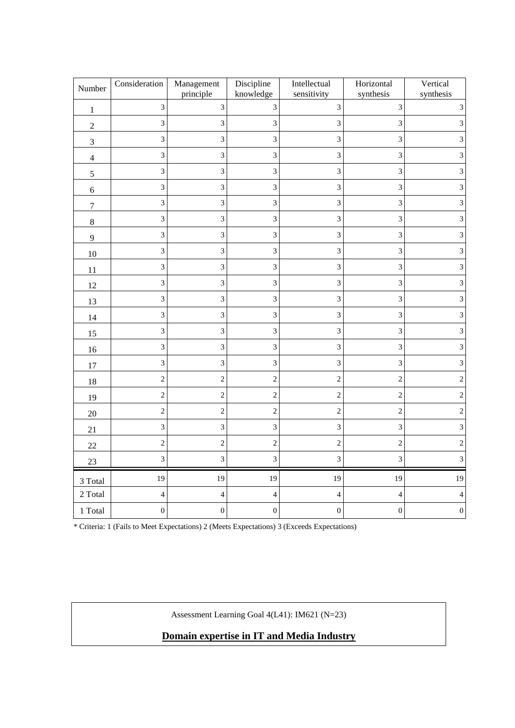| Number | Consideration | Management principle | Discipline knowledge | Intellectual sensitivity | Horizontal synthesis | Vertical synthesis |
|---|---|---|---|---|---|---|
| 1 | 3 | 3 | 3 | 3 | 3 | 3 |
| 2 | 3 | 3 | 3 | 3 | 3 | 3 |
| 3 | 3 | 3 | 3 | 3 | 3 | 3 |
| 4 | 3 | 3 | 3 | 3 | 3 | 3 |
| 5 | 3 | 3 | 3 | 3 | 3 | 3 |
| 6 | 3 | 3 | 3 | 3 | 3 | 3 |
| 7 | 3 | 3 | 3 | 3 | 3 | 3 |
| 8 | 3 | 3 | 3 | 3 | 3 | 3 |
| 9 | 3 | 3 | 3 | 3 | 3 | 3 |
| 10 | 3 | 3 | 3 | 3 | 3 | 3 |
| 11 | 3 | 3 | 3 | 3 | 3 | 3 |
| 12 | 3 | 3 | 3 | 3 | 3 | 3 |
| 13 | 3 | 3 | 3 | 3 | 3 | 3 |
| 14 | 3 | 3 | 3 | 3 | 3 | 3 |
| 15 | 3 | 3 | 3 | 3 | 3 | 3 |
| 16 | 3 | 3 | 3 | 3 | 3 | 3 |
| 17 | 3 | 3 | 3 | 3 | 3 | 3 |
| 18 | 2 | 2 | 2 | 2 | 2 | 2 |
| 19 | 2 | 2 | 2 | 2 | 2 | 2 |
| 20 | 2 | 2 | 2 | 2 | 2 | 2 |
| 21 | 3 | 3 | 3 | 3 | 3 | 3 |
| 22 | 2 | 2 | 2 | 2 | 2 | 2 |
| 23 | 3 | 3 | 3 | 3 | 3 | 3 |
| 3 Total | 19 | 19 | 19 | 19 | 19 | 19 |
| 2 Total | 4 | 4 | 4 | 4 | 4 | 4 |
| 1 Total | 0 | 0 | 0 | 0 | 0 | 0 |

* Criteria: 1 (Fails to Meet Expectations) 2 (Meets Expectations) 3 (Exceeds Expectations)

Assessment Learning Goal 4(L41): IM621 (N=23)

**Domain expertise in IT and Media Industry**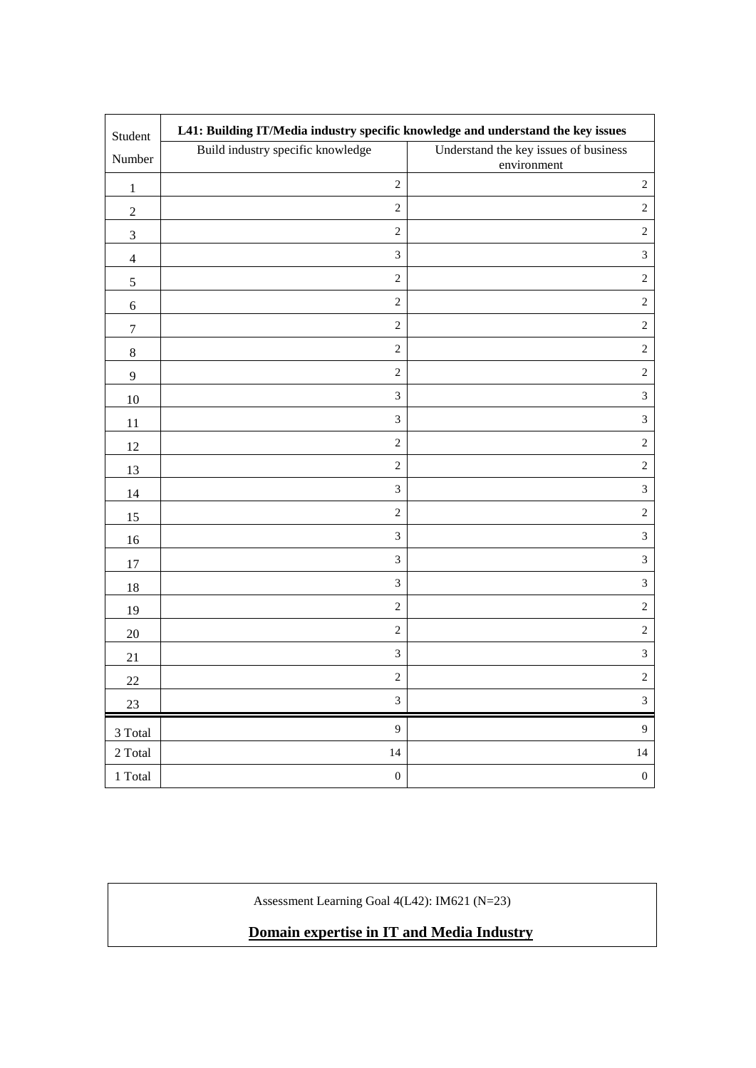| Student Number | L41: Building IT/Media industry specific knowledge and understand the key issues | |
|---|---|---|
| | Build industry specific knowledge | Understand the key issues of business environment |
| 1 | 2 | 2 |
| 2 | 2 | 2 |
| 3 | 2 | 2 |
| 4 | 3 | 3 |
| 5 | 2 | 2 |
| 6 | 2 | 2 |
| 7 | 2 | 2 |
| 8 | 2 | 2 |
| 9 | 2 | 2 |
| 10 | 3 | 3 |
| 11 | 3 | 3 |
| 12 | 2 | 2 |
| 13 | 2 | 2 |
| 14 | 3 | 3 |
| 15 | 2 | 2 |
| 16 | 3 | 3 |
| 17 | 3 | 3 |
| 18 | 3 | 3 |
| 19 | 2 | 2 |
| 20 | 2 | 2 |
| 21 | 3 | 3 |
| 22 | 2 | 2 |
| 23 | 3 | 3 |
| 3 Total | 9 | 9 |
| 2 Total | 14 | 14 |
| 1 Total | 0 | 0 |

Assessment Learning Goal 4(L42): IM621 (N=23)

**Domain expertise in IT and Media Industry**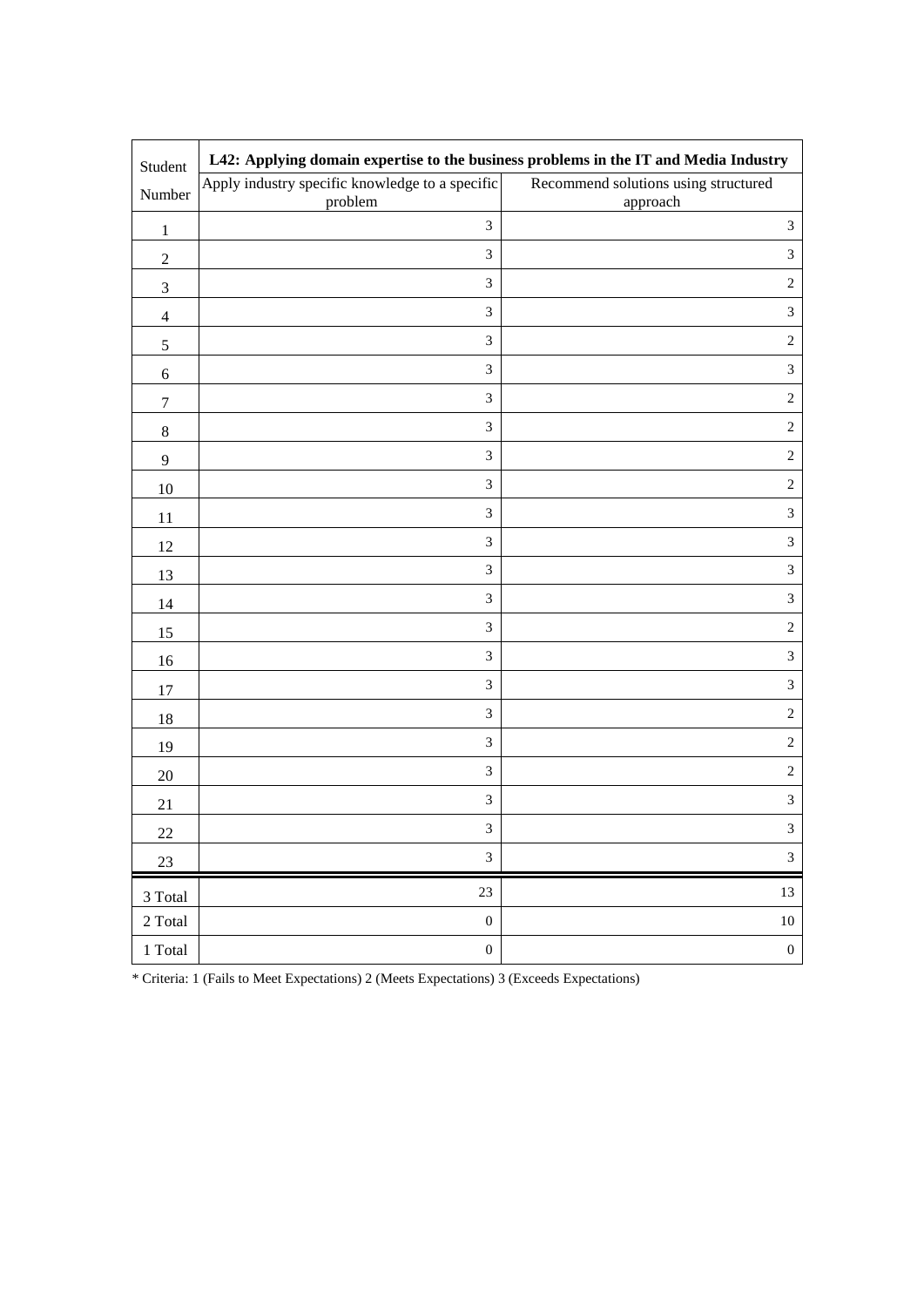| Student Number | L42: Applying domain expertise to the business problems in the IT and Media Industry | |
|---|---|---|
| | Apply industry specific knowledge to a specific problem | Recommend solutions using structured approach |
| 1 | 3 | 3 |
| 2 | 3 | 3 |
| 3 | 3 | 2 |
| 4 | 3 | 3 |
| 5 | 3 | 2 |
| 6 | 3 | 3 |
| 7 | 3 | 2 |
| 8 | 3 | 2 |
| 9 | 3 | 2 |
| 10 | 3 | 2 |
| 11 | 3 | 3 |
| 12 | 3 | 3 |
| 13 | 3 | 3 |
| 14 | 3 | 3 |
| 15 | 3 | 2 |
| 16 | 3 | 3 |
| 17 | 3 | 3 |
| 18 | 3 | 2 |
| 19 | 3 | 2 |
| 20 | 3 | 2 |
| 21 | 3 | 3 |
| 22 | 3 | 3 |
| 23 | 3 | 3 |
| 3 Total | 23 | 13 |
| 2 Total | 0 | 10 |
| 1 Total | 0 | 0 |

* Criteria: 1 (Fails to Meet Expectations) 2 (Meets Expectations) 3 (Exceeds Expectations)